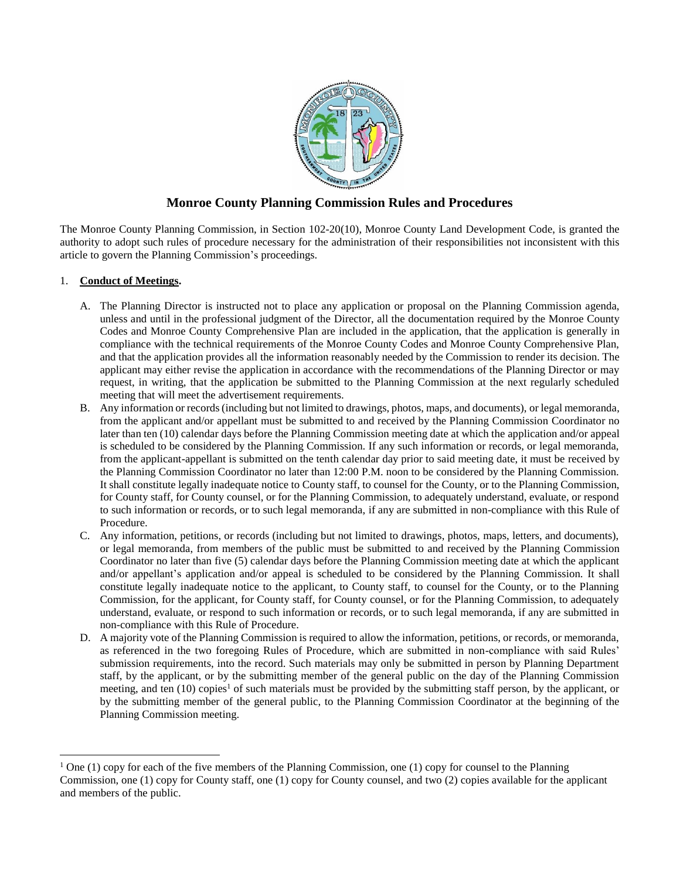# Monroe County Planning Commission Rules and Procedures

The Monroe County Planning Commission, in Section 102-20(10), Monroe County Land Development Code, is granted the authority to adopt such rules of procedure necessary for the administration of their responsibilities not inconsistent with this article to govern the Planning Commission's proceedings.

1. **Conduct of Meetings.**

   A. The Planning Director is instructed not to place any application or proposal on the Planning Commission agenda, unless and until in the professional judgment of the Director, all the documentation required by the Monroe County Codes and Monroe County Comprehensive Plan are included in the application, that the application is generally in compliance with the technical requirements of the Monroe County Codes and Monroe County Comprehensive Plan, and that the application provides all the information reasonably needed by the Commission to render its decision. The applicant may either revise the application in accordance with the recommendations of the Planning Director or may request, in writing, that the application be submitted to the Planning Commission at the next regularly scheduled meeting that will meet the advertisement requirements.

   B. Any information or records (including but not limited to drawings, photos, maps, and documents), or legal memoranda, from the applicant and/or appellant must be submitted to and received by the Planning Commission Coordinator no later than ten (10) calendar days before the Planning Commission meeting date at which the application and/or appeal is scheduled to be considered by the Planning Commission. If any such information or records, or legal memoranda, from the applicant-appellant is submitted on the tenth calendar day prior to said meeting date, it must be received by the Planning Commission Coordinator no later than 12:00 P.M. noon to be considered by the Planning Commission. It shall constitute legally inadequate notice to County staff, to counsel for the County, or to the Planning Commission, for County staff, for County counsel, or for the Planning Commission, to adequately understand, evaluate, or respond to such information or records, or to such legal memoranda, if any are submitted in non-compliance with this Rule of Procedure.

   C. Any information, petitions, or records (including but not limited to drawings, photos, maps, letters, and documents), or legal memoranda, from members of the public must be submitted to and received by the Planning Commission Coordinator no later than five (5) calendar days before the Planning Commission meeting date at which the applicant and/or appellant's application and/or appeal is scheduled to be considered by the Planning Commission. It shall constitute legally inadequate notice to the applicant, to County staff, to counsel for the County, or to the Planning Commission, for the applicant, for County staff, for County counsel, or for the Planning Commission, to adequately understand, evaluate, or respond to such information or records, or to such legal memoranda, if any are submitted in non-compliance with this Rule of Procedure.

   D. A majority vote of the Planning Commission is required to allow the information, petitions, or records, or memoranda, as referenced in the two foregoing Rules of Procedure, which are submitted in non-compliance with said Rules' submission requirements, into the record. Such materials may only be submitted in person by Planning Department staff, by the applicant, or by the submitting member of the general public on the day of the Planning Commission meeting, and ten (10) copies[1] of such materials must be provided by the submitting staff person, by the applicant, or by the submitting member of the general public, to the Planning Commission Coordinator at the beginning of the Planning Commission meeting.

---

[1] One (1) copy for each of the five members of the Planning Commission, one (1) copy for counsel to the Planning Commission, one (1) copy for County staff, one (1) copy for County counsel, and two (2) copies available for the applicant and members of the public.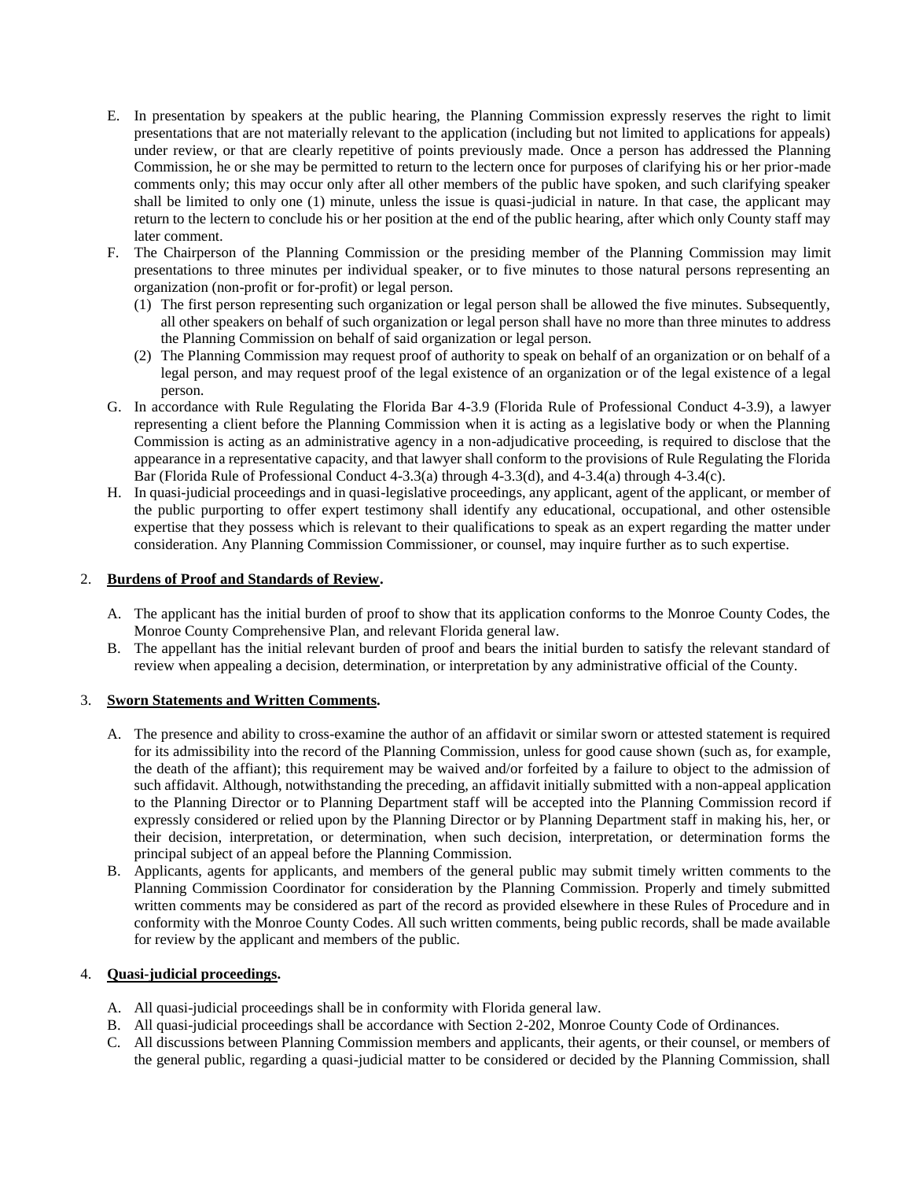E. In presentation by speakers at the public hearing, the Planning Commission expressly reserves the right to limit presentations that are not materially relevant to the application (including but not limited to applications for appeals) under review, or that are clearly repetitive of points previously made. Once a person has addressed the Planning Commission, he or she may be permitted to return to the lectern once for purposes of clarifying his or her prior-made comments only; this may occur only after all other members of the public have spoken, and such clarifying speaker shall be limited to only one (1) minute, unless the issue is quasi-judicial in nature. In that case, the applicant may return to the lectern to conclude his or her position at the end of the public hearing, after which only County staff may later comment.

F. The Chairperson of the Planning Commission or the presiding member of the Planning Commission may limit presentations to three minutes per individual speaker, or to five minutes to those natural persons representing an organization (non-profit or for-profit) or legal person.
   (1) The first person representing such organization or legal person shall be allowed the five minutes. Subsequently, all other speakers on behalf of such organization or legal person shall have no more than three minutes to address the Planning Commission on behalf of said organization or legal person.
   (2) The Planning Commission may request proof of authority to speak on behalf of an organization or on behalf of a legal person, and may request proof of the legal existence of an organization or of the legal existence of a legal person.

G. In accordance with Rule Regulating the Florida Bar 4-3.9 (Florida Rule of Professional Conduct 4-3.9), a lawyer representing a client before the Planning Commission when it is acting as a legislative body or when the Planning Commission is acting as an administrative agency in a non-adjudicative proceeding, is required to disclose that the appearance in a representative capacity, and that lawyer shall conform to the provisions of Rule Regulating the Florida Bar (Florida Rule of Professional Conduct 4-3.3(a) through 4-3.3(d), and 4-3.4(a) through 4-3.4(c).

H. In quasi-judicial proceedings and in quasi-legislative proceedings, any applicant, agent of the applicant, or member of the public purporting to offer expert testimony shall identify any educational, occupational, and other ostensible expertise that they possess which is relevant to their qualifications to speak as an expert regarding the matter under consideration. Any Planning Commission Commissioner, or counsel, may inquire further as to such expertise.

2. **Burdens of Proof and Standards of Review.**

   A. The applicant has the initial burden of proof to show that its application conforms to the Monroe County Codes, the Monroe County Comprehensive Plan, and relevant Florida general law.

   B. The appellant has the initial relevant burden of proof and bears the initial burden to satisfy the relevant standard of review when appealing a decision, determination, or interpretation by any administrative official of the County.

3. **Sworn Statements and Written Comments.**

   A. The presence and ability to cross-examine the author of an affidavit or similar sworn or attested statement is required for its admissibility into the record of the Planning Commission, unless for good cause shown (such as, for example, the death of the affiant); this requirement may be waived and/or forfeited by a failure to object to the admission of such affidavit. Although, notwithstanding the preceding, an affidavit initially submitted with a non-appeal application to the Planning Director or to Planning Department staff will be accepted into the Planning Commission record if expressly considered or relied upon by the Planning Director or by Planning Department staff in making his, her, or their decision, interpretation, or determination, when such decision, interpretation, or determination forms the principal subject of an appeal before the Planning Commission.

   B. Applicants, agents for applicants, and members of the general public may submit timely written comments to the Planning Commission Coordinator for consideration by the Planning Commission. Properly and timely submitted written comments may be considered as part of the record as provided elsewhere in these Rules of Procedure and in conformity with the Monroe County Codes. All such written comments, being public records, shall be made available for review by the applicant and members of the public.

4. **Quasi-judicial proceedings.**

   A. All quasi-judicial proceedings shall be in conformity with Florida general law.

   B. All quasi-judicial proceedings shall be accordance with Section 2-202, Monroe County Code of Ordinances.

   C. All discussions between Planning Commission members and applicants, their agents, or their counsel, or members of the general public, regarding a quasi-judicial matter to be considered or decided by the Planning Commission, shall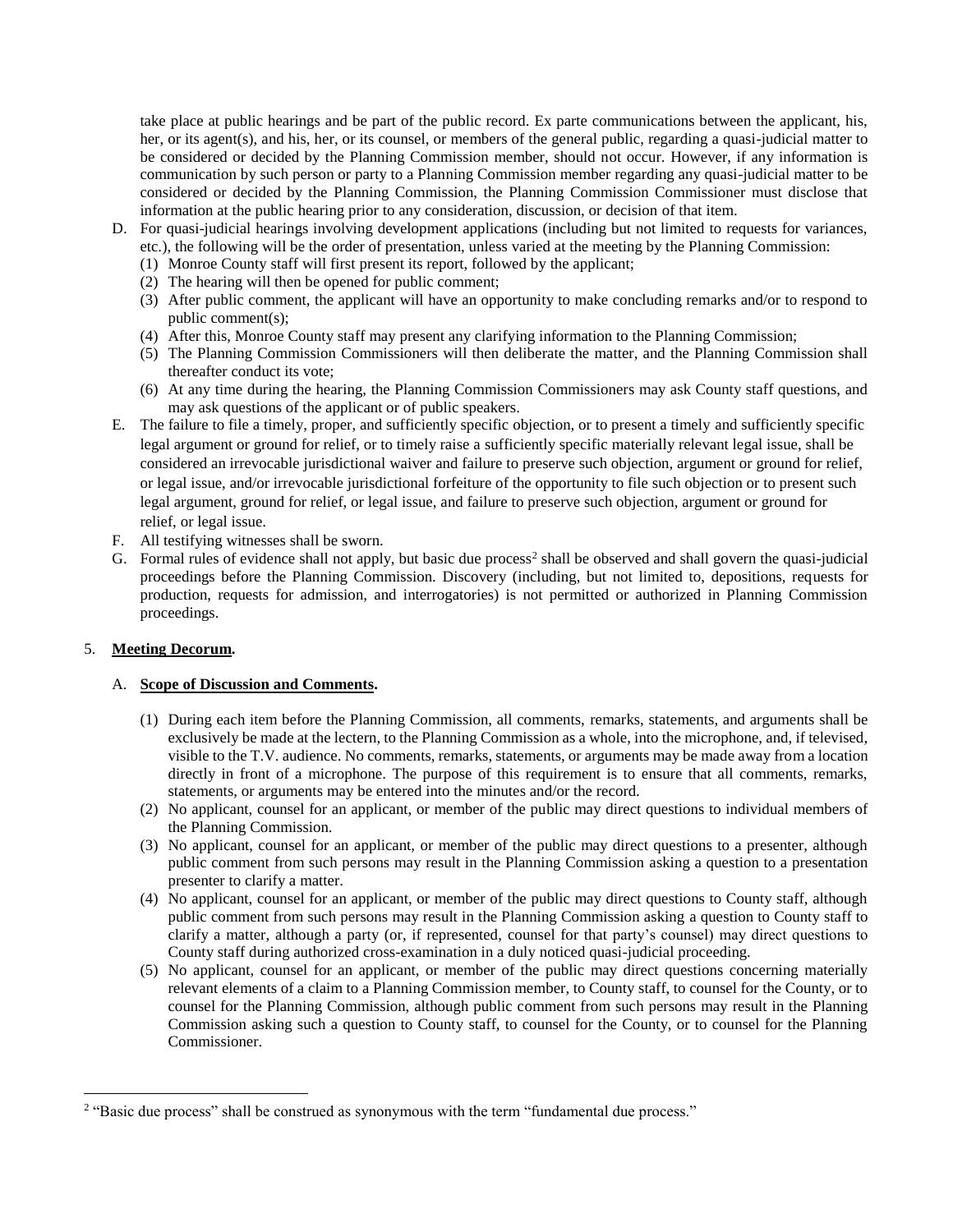take place at public hearings and be part of the public record. Ex parte communications between the applicant, his, her, or its agent(s), and his, her, or its counsel, or members of the general public, regarding a quasi-judicial matter to be considered or decided by the Planning Commission member, should not occur. However, if any information is communication by such person or party to a Planning Commission member regarding any quasi-judicial matter to be considered or decided by the Planning Commission, the Planning Commission Commissioner must disclose that information at the public hearing prior to any consideration, discussion, or decision of that item.

D. For quasi-judicial hearings involving development applications (including but not limited to requests for variances, etc.), the following will be the order of presentation, unless varied at the meeting by the Planning Commission:
   (1) Monroe County staff will first present its report, followed by the applicant;
   (2) The hearing will then be opened for public comment;
   (3) After public comment, the applicant will have an opportunity to make concluding remarks and/or to respond to public comment(s);
   (4) After this, Monroe County staff may present any clarifying information to the Planning Commission;
   (5) The Planning Commission Commissioners will then deliberate the matter, and the Planning Commission shall thereafter conduct its vote;
   (6) At any time during the hearing, the Planning Commission Commissioners may ask County staff questions, and may ask questions of the applicant or of public speakers.

E. The failure to file a timely, proper, and sufficiently specific objection, or to present a timely and sufficiently specific legal argument or ground for relief, or to timely raise a sufficiently specific materially relevant legal issue, shall be considered an irrevocable jurisdictional waiver and failure to preserve such objection, argument or ground for relief, or legal issue, and/or irrevocable jurisdictional forfeiture of the opportunity to file such objection or to present such legal argument, ground for relief, or legal issue, and failure to preserve such objection, argument or ground for relief, or legal issue.

F. All testifying witnesses shall be sworn.

G. Formal rules of evidence shall not apply, but basic due process[2] shall be observed and shall govern the quasi-judicial proceedings before the Planning Commission. Discovery (including, but not limited to, depositions, requests for production, requests for admission, and interrogatories) is not permitted or authorized in Planning Commission proceedings.

5. **Meeting Decorum.**

   A. **Scope of Discussion and Comments.**

   (1) During each item before the Planning Commission, all comments, remarks, statements, and arguments shall be exclusively be made at the lectern, to the Planning Commission as a whole, into the microphone, and, if televised, visible to the T.V. audience. No comments, remarks, statements, or arguments may be made away from a location directly in front of a microphone. The purpose of this requirement is to ensure that all comments, remarks, statements, or arguments may be entered into the minutes and/or the record.
   (2) No applicant, counsel for an applicant, or member of the public may direct questions to individual members of the Planning Commission.
   (3) No applicant, counsel for an applicant, or member of the public may direct questions to a presenter, although public comment from such persons may result in the Planning Commission asking a question to a presentation presenter to clarify a matter.
   (4) No applicant, counsel for an applicant, or member of the public may direct questions to County staff, although public comment from such persons may result in the Planning Commission asking a question to County staff to clarify a matter, although a party (or, if represented, counsel for that party's counsel) may direct questions to County staff during authorized cross-examination in a duly noticed quasi-judicial proceeding.
   (5) No applicant, counsel for an applicant, or member of the public may direct questions concerning materially relevant elements of a claim to a Planning Commission member, to County staff, to counsel for the County, or to counsel for the Planning Commission, although public comment from such persons may result in the Planning Commission asking such a question to County staff, to counsel for the County, or to counsel for the Planning Commissioner.

---

[2] "Basic due process" shall be construed as synonymous with the term "fundamental due process."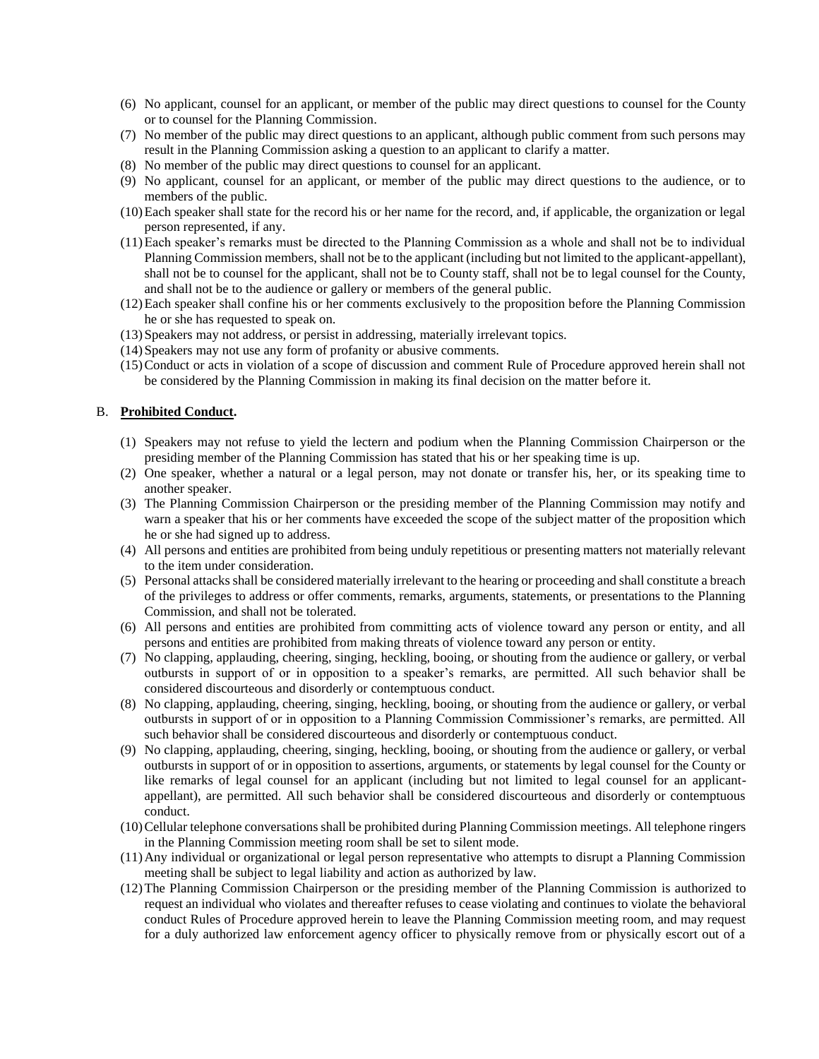(6) No applicant, counsel for an applicant, or member of the public may direct questions to counsel for the County or to counsel for the Planning Commission.

(7) No member of the public may direct questions to an applicant, although public comment from such persons may result in the Planning Commission asking a question to an applicant to clarify a matter.

(8) No member of the public may direct questions to counsel for an applicant.

(9) No applicant, counsel for an applicant, or member of the public may direct questions to the audience, or to members of the public.

(10) Each speaker shall state for the record his or her name for the record, and, if applicable, the organization or legal person represented, if any.

(11) Each speaker's remarks must be directed to the Planning Commission as a whole and shall not be to individual Planning Commission members, shall not be to the applicant (including but not limited to the applicant-appellant), shall not be to counsel for the applicant, shall not be to County staff, shall not be to legal counsel for the County, and shall not be to the audience or gallery or members of the general public.

(12) Each speaker shall confine his or her comments exclusively to the proposition before the Planning Commission he or she has requested to speak on.

(13) Speakers may not address, or persist in addressing, materially irrelevant topics.

(14) Speakers may not use any form of profanity or abusive comments.

(15) Conduct or acts in violation of a scope of discussion and comment Rule of Procedure approved herein shall not be considered by the Planning Commission in making its final decision on the matter before it.

B. **Prohibited Conduct.**

(1) Speakers may not refuse to yield the lectern and podium when the Planning Commission Chairperson or the presiding member of the Planning Commission has stated that his or her speaking time is up.

(2) One speaker, whether a natural or a legal person, may not donate or transfer his, her, or its speaking time to another speaker.

(3) The Planning Commission Chairperson or the presiding member of the Planning Commission may notify and warn a speaker that his or her comments have exceeded the scope of the subject matter of the proposition which he or she had signed up to address.

(4) All persons and entities are prohibited from being unduly repetitious or presenting matters not materially relevant to the item under consideration.

(5) Personal attacks shall be considered materially irrelevant to the hearing or proceeding and shall constitute a breach of the privileges to address or offer comments, remarks, arguments, statements, or presentations to the Planning Commission, and shall not be tolerated.

(6) All persons and entities are prohibited from committing acts of violence toward any person or entity, and all persons and entities are prohibited from making threats of violence toward any person or entity.

(7) No clapping, applauding, cheering, singing, heckling, booing, or shouting from the audience or gallery, or verbal outbursts in support of or in opposition to a speaker's remarks, are permitted. All such behavior shall be considered discourteous and disorderly or contemptuous conduct.

(8) No clapping, applauding, cheering, singing, heckling, booing, or shouting from the audience or gallery, or verbal outbursts in support of or in opposition to a Planning Commission Commissioner's remarks, are permitted. All such behavior shall be considered discourteous and disorderly or contemptuous conduct.

(9) No clapping, applauding, cheering, singing, heckling, booing, or shouting from the audience or gallery, or verbal outbursts in support of or in opposition to assertions, arguments, or statements by legal counsel for the County or like remarks of legal counsel for an applicant (including but not limited to legal counsel for an applicant-appellant), are permitted. All such behavior shall be considered discourteous and disorderly or contemptuous conduct.

(10) Cellular telephone conversations shall be prohibited during Planning Commission meetings. All telephone ringers in the Planning Commission meeting room shall be set to silent mode.

(11) Any individual or organizational or legal person representative who attempts to disrupt a Planning Commission meeting shall be subject to legal liability and action as authorized by law.

(12) The Planning Commission Chairperson or the presiding member of the Planning Commission is authorized to request an individual who violates and thereafter refuses to cease violating and continues to violate the behavioral conduct Rules of Procedure approved herein to leave the Planning Commission meeting room, and may request for a duly authorized law enforcement agency officer to physically remove from or physically escort out of a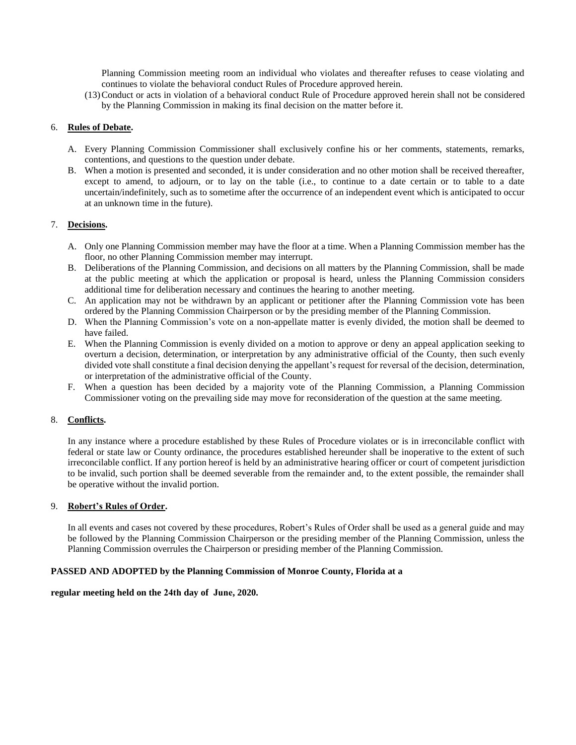Planning Commission meeting room an individual who violates and thereafter refuses to cease violating and continues to violate the behavioral conduct Rules of Procedure approved herein.

(13) Conduct or acts in violation of a behavioral conduct Rule of Procedure approved herein shall not be considered by the Planning Commission in making its final decision on the matter before it.

6. **Rules of Debate.**

A. Every Planning Commission Commissioner shall exclusively confine his or her comments, statements, remarks, contentions, and questions to the question under debate.

B. When a motion is presented and seconded, it is under consideration and no other motion shall be received thereafter, except to amend, to adjourn, or to lay on the table (i.e., to continue to a date certain or to table to a date uncertain/indefinitely, such as to sometime after the occurrence of an independent event which is anticipated to occur at an unknown time in the future).

7. **Decisions.**

A. Only one Planning Commission member may have the floor at a time. When a Planning Commission member has the floor, no other Planning Commission member may interrupt.

B. Deliberations of the Planning Commission, and decisions on all matters by the Planning Commission, shall be made at the public meeting at which the application or proposal is heard, unless the Planning Commission considers additional time for deliberation necessary and continues the hearing to another meeting.

C. An application may not be withdrawn by an applicant or petitioner after the Planning Commission vote has been ordered by the Planning Commission Chairperson or by the presiding member of the Planning Commission.

D. When the Planning Commission's vote on a non-appellate matter is evenly divided, the motion shall be deemed to have failed.

E. When the Planning Commission is evenly divided on a motion to approve or deny an appeal application seeking to overturn a decision, determination, or interpretation by any administrative official of the County, then such evenly divided vote shall constitute a final decision denying the appellant's request for reversal of the decision, determination, or interpretation of the administrative official of the County.

F. When a question has been decided by a majority vote of the Planning Commission, a Planning Commission Commissioner voting on the prevailing side may move for reconsideration of the question at the same meeting.

8. **Conflicts.**

In any instance where a procedure established by these Rules of Procedure violates or is in irreconcilable conflict with federal or state law or County ordinance, the procedures established hereunder shall be inoperative to the extent of such irreconcilable conflict. If any portion hereof is held by an administrative hearing officer or court of competent jurisdiction to be invalid, such portion shall be deemed severable from the remainder and, to the extent possible, the remainder shall be operative without the invalid portion.

9. **Robert's Rules of Order.**

In all events and cases not covered by these procedures, Robert's Rules of Order shall be used as a general guide and may be followed by the Planning Commission Chairperson or the presiding member of the Planning Commission, unless the Planning Commission overrules the Chairperson or presiding member of the Planning Commission.

**PASSED AND ADOPTED by the Planning Commission of Monroe County, Florida at a**

**regular meeting held on the 24th day of June, 2020.**